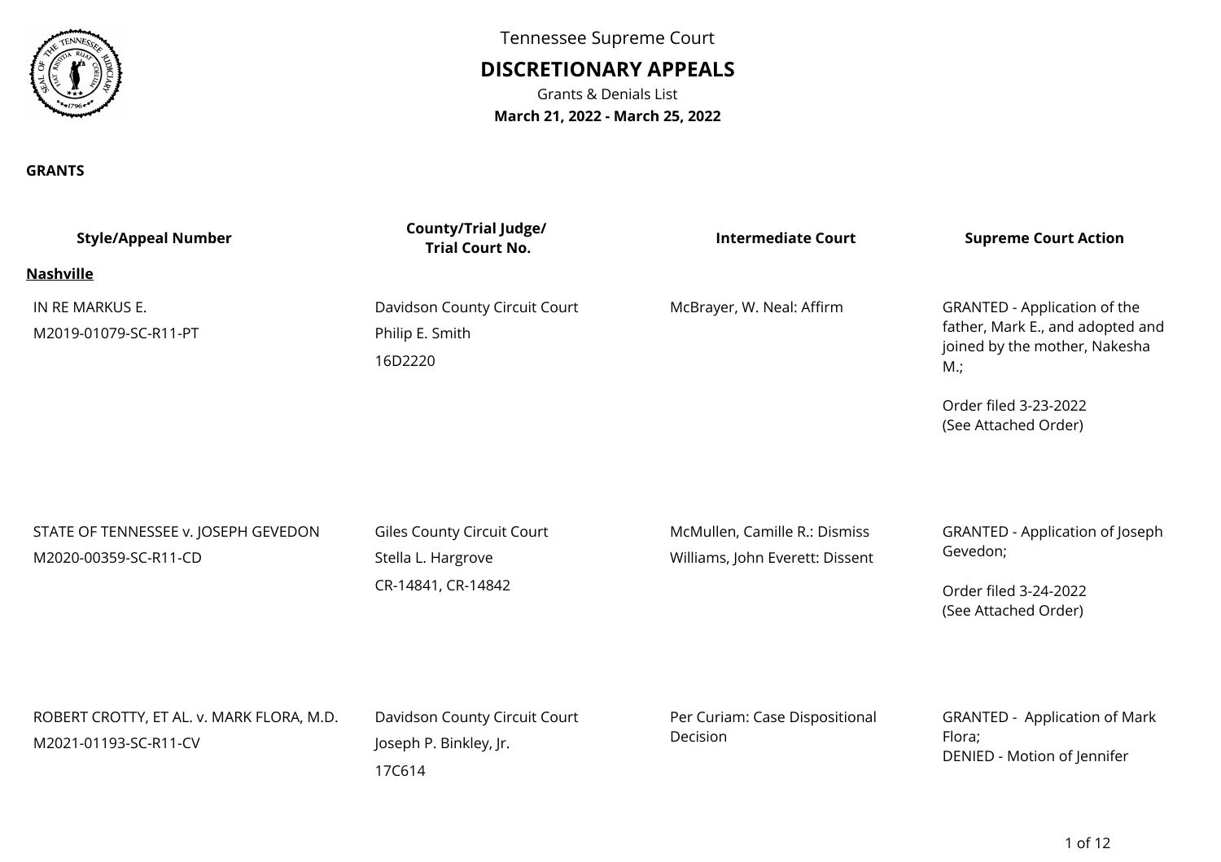Tennessee Supreme Court

# DISCRETIONARY APPEALS

Grants & Denials List

**March 21, 2022 - March 25, 2022**

**GRANTS**

| Style/Appeal Number | County/Trial Judge/ Trial Court No. | Intermediate Court | Supreme Court Action |
|---|---|---|---|
| **Nashville** | | | |
| IN RE MARKUS E.<br>M2019-01079-SC-R11-PT | Davidson County Circuit Court<br>Philip E. Smith<br>16D2220 | McBrayer, W. Neal: Affirm | GRANTED - Application of the father, Mark E., and adopted and joined by the mother, Nakesha M.;<br><br>Order filed 3-23-2022<br>(See Attached Order) |
| STATE OF TENNESSEE v. JOSEPH GEVEDON<br>M2020-00359-SC-R11-CD | Giles County Circuit Court<br>Stella L. Hargrove<br>CR-14841, CR-14842 | McMullen, Camille R.: Dismiss<br>Williams, John Everett: Dissent | GRANTED - Application of Joseph Gevedon;<br><br>Order filed 3-24-2022<br>(See Attached Order) |
| ROBERT CROTTY, ET AL. v. MARK FLORA, M.D.<br>M2021-01193-SC-R11-CV | Davidson County Circuit Court<br>Joseph P. Binkley, Jr.<br>17C614 | Per Curiam: Case Dispositional Decision | GRANTED - Application of Mark Flora;<br>DENIED - Motion of Jennifer |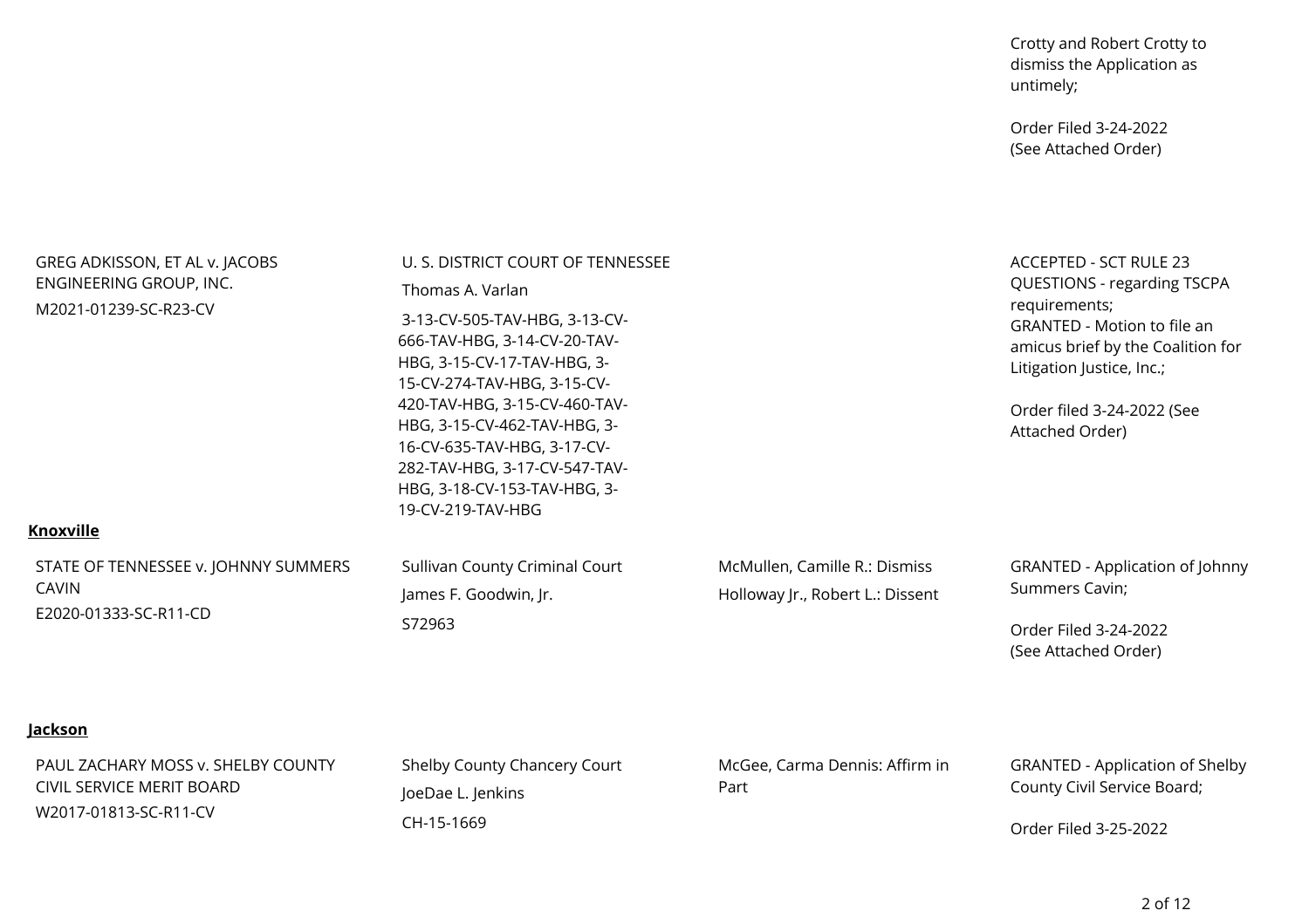| | | | Crotty and Robert Crotty to dismiss the Application as untimely;<br><br>Order Filed 3-24-2022 (See Attached Order) |
|---|---|---|---|
| GREG ADKISSON, ET AL v. JACOBS ENGINEERING GROUP, INC.<br>M2021-01239-SC-R23-CV | U. S. DISTRICT COURT OF TENNESSEE<br>Thomas A. Varlan<br>3-13-CV-505-TAV-HBG, 3-13-CV-666-TAV-HBG, 3-14-CV-20-TAV-HBG, 3-15-CV-17-TAV-HBG, 3-15-CV-274-TAV-HBG, 3-15-CV-420-TAV-HBG, 3-15-CV-460-TAV-HBG, 3-15-CV-462-TAV-HBG, 3-16-CV-635-TAV-HBG, 3-17-CV-282-TAV-HBG, 3-17-CV-547-TAV-HBG, 3-18-CV-153-TAV-HBG, 3-19-CV-219-TAV-HBG | | ACCEPTED - SCT RULE 23 QUESTIONS - regarding TSCPA requirements;<br>GRANTED - Motion to file an amicus brief by the Coalition for Litigation Justice, Inc.;<br><br>Order filed 3-24-2022 (See Attached Order) |

**Knoxville**

| | | | |
|---|---|---|---|
| STATE OF TENNESSEE v. JOHNNY SUMMERS CAVIN<br>E2020-01333-SC-R11-CD | Sullivan County Criminal Court<br>James F. Goodwin, Jr.<br>S72963 | McMullen, Camille R.: Dismiss<br>Holloway Jr., Robert L.: Dissent | GRANTED - Application of Johnny Summers Cavin;<br><br>Order Filed 3-24-2022 (See Attached Order) |

**Jackson**

| | | | |
|---|---|---|---|
| PAUL ZACHARY MOSS v. SHELBY COUNTY CIVIL SERVICE MERIT BOARD<br>W2017-01813-SC-R11-CV | Shelby County Chancery Court<br>JoeDae L. Jenkins<br>CH-15-1669 | McGee, Carma Dennis: Affirm in Part | GRANTED - Application of Shelby County Civil Service Board;<br><br>Order Filed 3-25-2022 |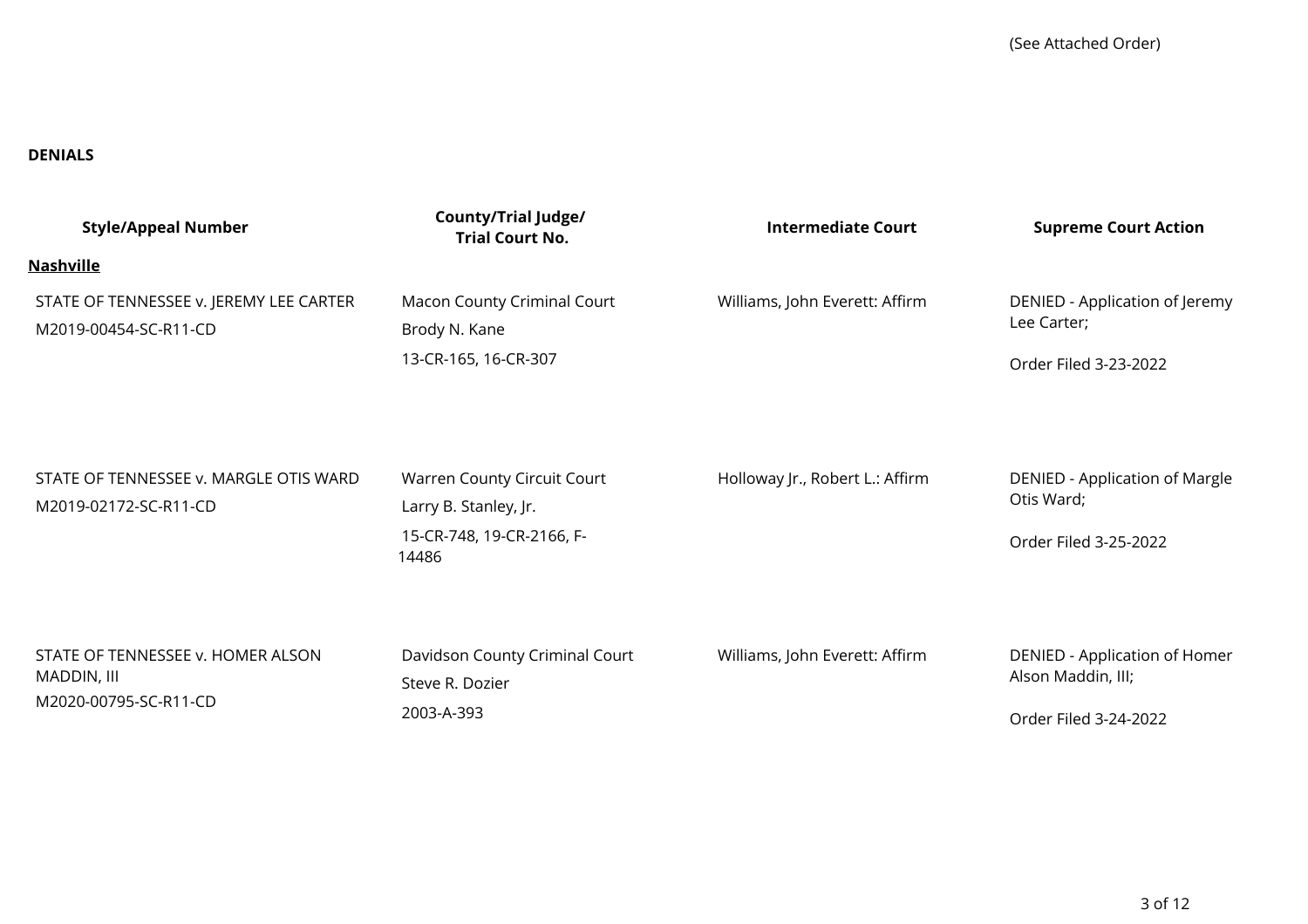(See Attached Order)

**DENIALS**

| Style/Appeal Number | County/Trial Judge/ Trial Court No. | Intermediate Court | Supreme Court Action |
|---|---|---|---|
| **Nashville** | | | |
| STATE OF TENNESSEE v. JEREMY LEE CARTER M2019-00454-SC-R11-CD | Macon County Criminal Court Brody N. Kane 13-CR-165, 16-CR-307 | Williams, John Everett: Affirm | DENIED - Application of Jeremy Lee Carter; Order Filed 3-23-2022 |
| STATE OF TENNESSEE v. MARGLE OTIS WARD M2019-02172-SC-R11-CD | Warren County Circuit Court Larry B. Stanley, Jr. 15-CR-748, 19-CR-2166, F-14486 | Holloway Jr., Robert L.: Affirm | DENIED - Application of Margle Otis Ward; Order Filed 3-25-2022 |
| STATE OF TENNESSEE v. HOMER ALSON MADDIN, III M2020-00795-SC-R11-CD | Davidson County Criminal Court Steve R. Dozier 2003-A-393 | Williams, John Everett: Affirm | DENIED - Application of Homer Alson Maddin, III; Order Filed 3-24-2022 |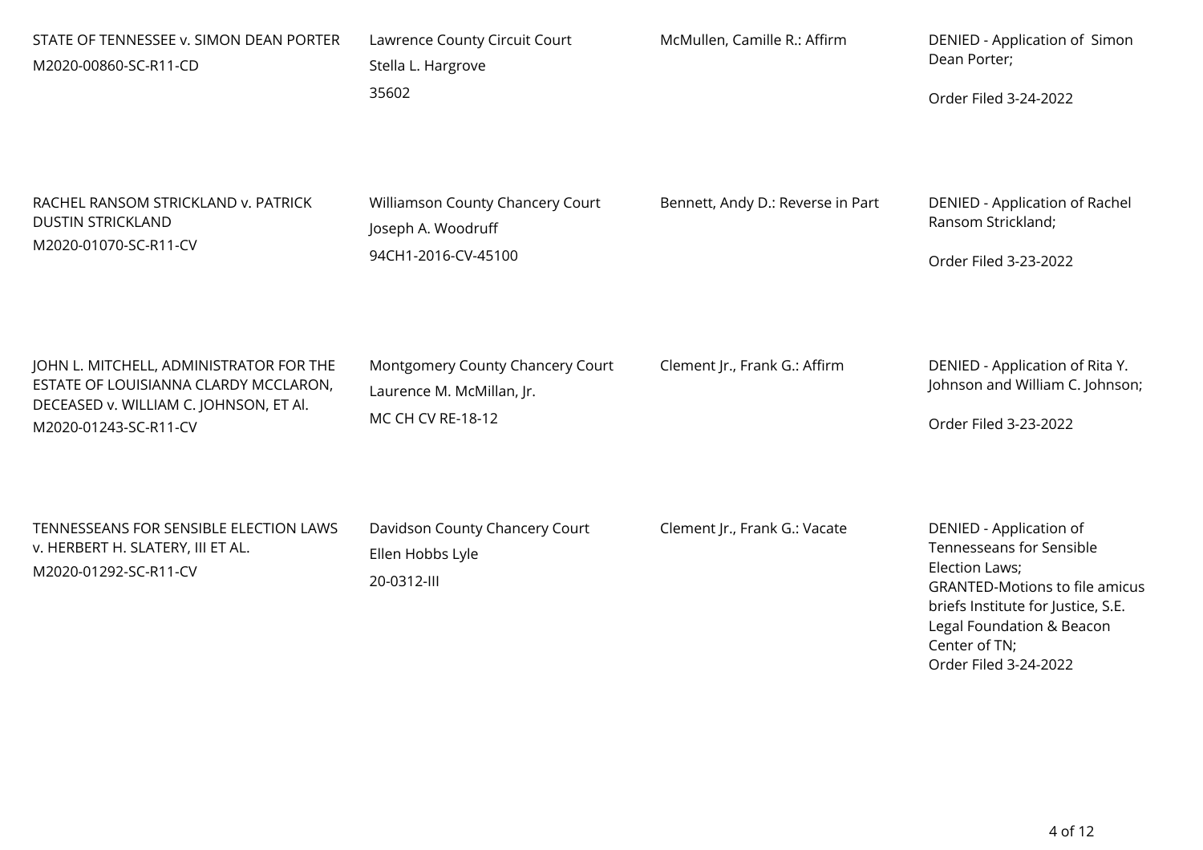| | | | |
|---|---|---|---|
| STATE OF TENNESSEE v. SIMON DEAN PORTER<br>M2020-00860-SC-R11-CD | Lawrence County Circuit Court<br>Stella L. Hargrove<br>35602 | McMullen, Camille R.: Affirm | DENIED - Application of Simon Dean Porter;<br><br>Order Filed 3-24-2022 |
| RACHEL RANSOM STRICKLAND v. PATRICK DUSTIN STRICKLAND<br>M2020-01070-SC-R11-CV | Williamson County Chancery Court<br>Joseph A. Woodruff<br>94CH1-2016-CV-45100 | Bennett, Andy D.: Reverse in Part | DENIED - Application of Rachel Ransom Strickland;<br><br>Order Filed 3-23-2022 |
| JOHN L. MITCHELL, ADMINISTRATOR FOR THE ESTATE OF LOUISIANNA CLARDY MCCLARON, DECEASED v. WILLIAM C. JOHNSON, ET Al.<br>M2020-01243-SC-R11-CV | Montgomery County Chancery Court<br>Laurence M. McMillan, Jr.<br>MC CH CV RE-18-12 | Clement Jr., Frank G.: Affirm | DENIED - Application of Rita Y. Johnson and William C. Johnson;<br><br>Order Filed 3-23-2022 |
| TENNESSEANS FOR SENSIBLE ELECTION LAWS v. HERBERT H. SLATERY, III ET AL.<br>M2020-01292-SC-R11-CV | Davidson County Chancery Court<br>Ellen Hobbs Lyle<br>20-0312-III | Clement Jr., Frank G.: Vacate | DENIED - Application of Tennesseans for Sensible Election Laws;<br>GRANTED-Motions to file amicus briefs Institute for Justice, S.E. Legal Foundation & Beacon Center of TN;<br>Order Filed 3-24-2022 |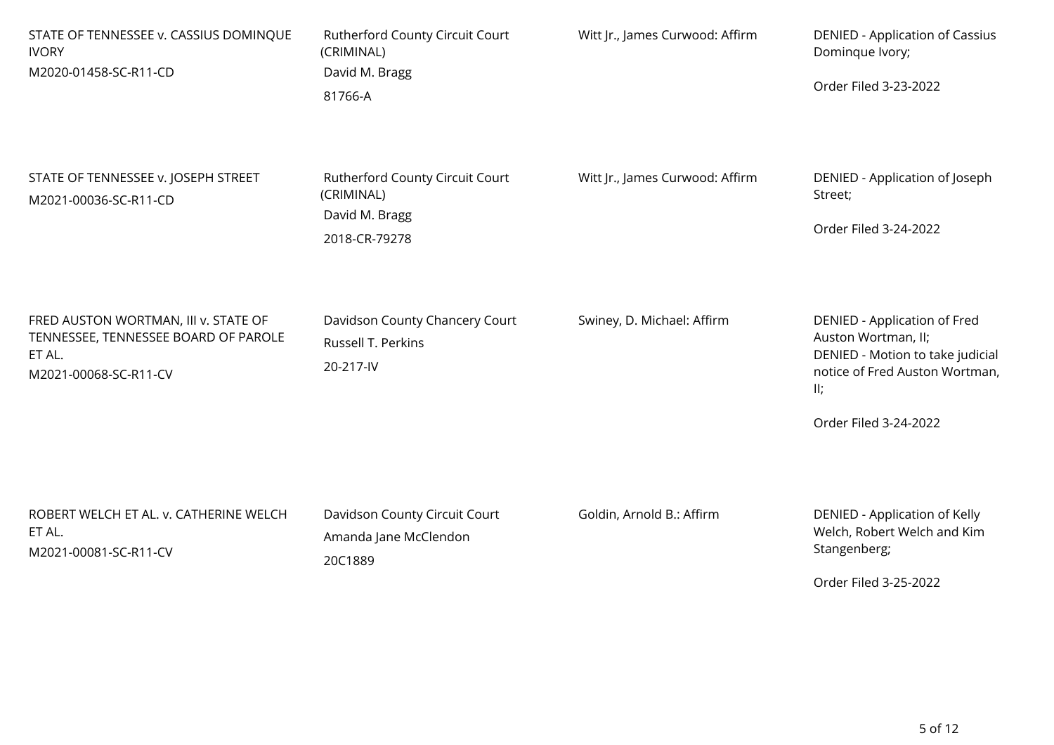| | | | |
|---|---|---|---|
| STATE OF TENNESSEE v. CASSIUS DOMINQUE IVORY<br>M2020-01458-SC-R11-CD | Rutherford County Circuit Court (CRIMINAL)<br>David M. Bragg<br>81766-A | Witt Jr., James Curwood: Affirm | DENIED - Application of Cassius Dominque Ivory;<br><br>Order Filed 3-23-2022 |
| STATE OF TENNESSEE v. JOSEPH STREET<br>M2021-00036-SC-R11-CD | Rutherford County Circuit Court (CRIMINAL)<br>David M. Bragg<br>2018-CR-79278 | Witt Jr., James Curwood: Affirm | DENIED - Application of Joseph Street;<br><br>Order Filed 3-24-2022 |
| FRED AUSTON WORTMAN, III v. STATE OF TENNESSEE, TENNESSEE BOARD OF PAROLE ET AL.<br>M2021-00068-SC-R11-CV | Davidson County Chancery Court<br>Russell T. Perkins<br>20-217-IV | Swiney, D. Michael: Affirm | DENIED - Application of Fred Auston Wortman, II;<br>DENIED - Motion to take judicial notice of Fred Auston Wortman, II;<br><br>Order Filed 3-24-2022 |
| ROBERT WELCH ET AL. v. CATHERINE WELCH ET AL.<br>M2021-00081-SC-R11-CV | Davidson County Circuit Court<br>Amanda Jane McClendon<br>20C1889 | Goldin, Arnold B.: Affirm | DENIED - Application of Kelly Welch, Robert Welch and Kim Stangenberg;<br><br>Order Filed 3-25-2022 |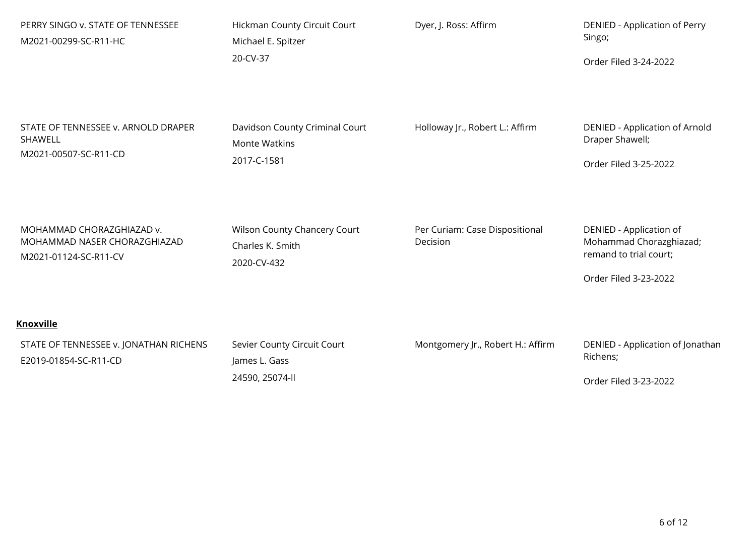| | | | |
|---|---|---|---|
| PERRY SINGO v. STATE OF TENNESSEE<br>M2021-00299-SC-R11-HC | Hickman County Circuit Court<br>Michael E. Spitzer<br>20-CV-37 | Dyer, J. Ross: Affirm | DENIED - Application of Perry Singo;<br><br>Order Filed 3-24-2022 |
| STATE OF TENNESSEE v. ARNOLD DRAPER SHAWELL<br>M2021-00507-SC-R11-CD | Davidson County Criminal Court<br>Monte Watkins<br>2017-C-1581 | Holloway Jr., Robert L.: Affirm | DENIED - Application of Arnold Draper Shawell;<br><br>Order Filed 3-25-2022 |
| MOHAMMAD CHORAZGHIAZAD v. MOHAMMAD NASER CHORAZGHIAZAD<br>M2021-01124-SC-R11-CV | Wilson County Chancery Court<br>Charles K. Smith<br>2020-CV-432 | Per Curiam: Case Dispositional Decision | DENIED - Application of Mohammad Chorazghiazad; remand to trial court;<br><br>Order Filed 3-23-2022 |

**Knoxville**

| | | | |
|---|---|---|---|
| STATE OF TENNESSEE v. JONATHAN RICHENS<br>E2019-01854-SC-R11-CD | Sevier County Circuit Court<br>James L. Gass<br>24590, 25074-ll | Montgomery Jr., Robert H.: Affirm | DENIED - Application of Jonathan Richens;<br><br>Order Filed 3-23-2022 |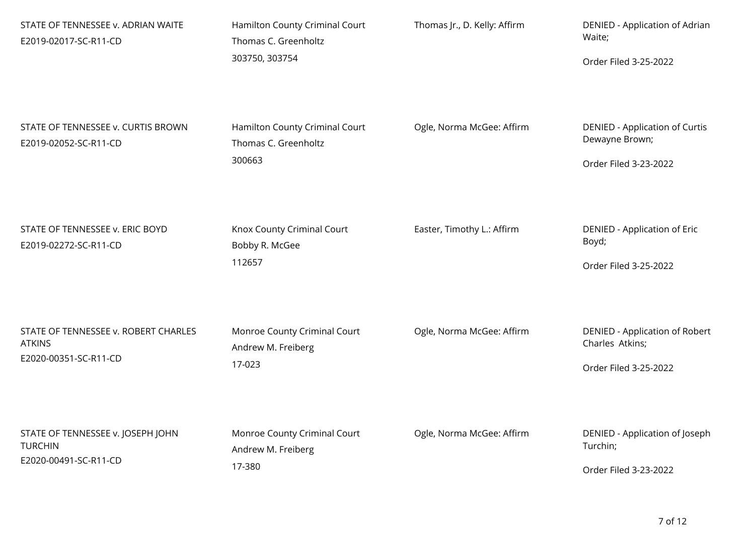| | | | |
|---|---|---|---|
| STATE OF TENNESSEE v. ADRIAN WAITE<br>E2019-02017-SC-R11-CD | Hamilton County Criminal Court<br>Thomas C. Greenholtz<br>303750, 303754 | Thomas Jr., D. Kelly: Affirm | DENIED - Application of Adrian Waite;<br><br>Order Filed 3-25-2022 |
| STATE OF TENNESSEE v. CURTIS BROWN<br>E2019-02052-SC-R11-CD | Hamilton County Criminal Court<br>Thomas C. Greenholtz<br>300663 | Ogle, Norma McGee: Affirm | DENIED - Application of Curtis Dewayne Brown;<br><br>Order Filed 3-23-2022 |
| STATE OF TENNESSEE v. ERIC BOYD<br>E2019-02272-SC-R11-CD | Knox County Criminal Court<br>Bobby R. McGee<br>112657 | Easter, Timothy L.: Affirm | DENIED - Application of Eric Boyd;<br><br>Order Filed 3-25-2022 |
| STATE OF TENNESSEE v. ROBERT CHARLES ATKINS<br>E2020-00351-SC-R11-CD | Monroe County Criminal Court<br>Andrew M. Freiberg<br>17-023 | Ogle, Norma McGee: Affirm | DENIED - Application of Robert Charles Atkins;<br><br>Order Filed 3-25-2022 |
| STATE OF TENNESSEE v. JOSEPH JOHN TURCHIN<br>E2020-00491-SC-R11-CD | Monroe County Criminal Court<br>Andrew M. Freiberg<br>17-380 | Ogle, Norma McGee: Affirm | DENIED - Application of Joseph Turchin;<br><br>Order Filed 3-23-2022 |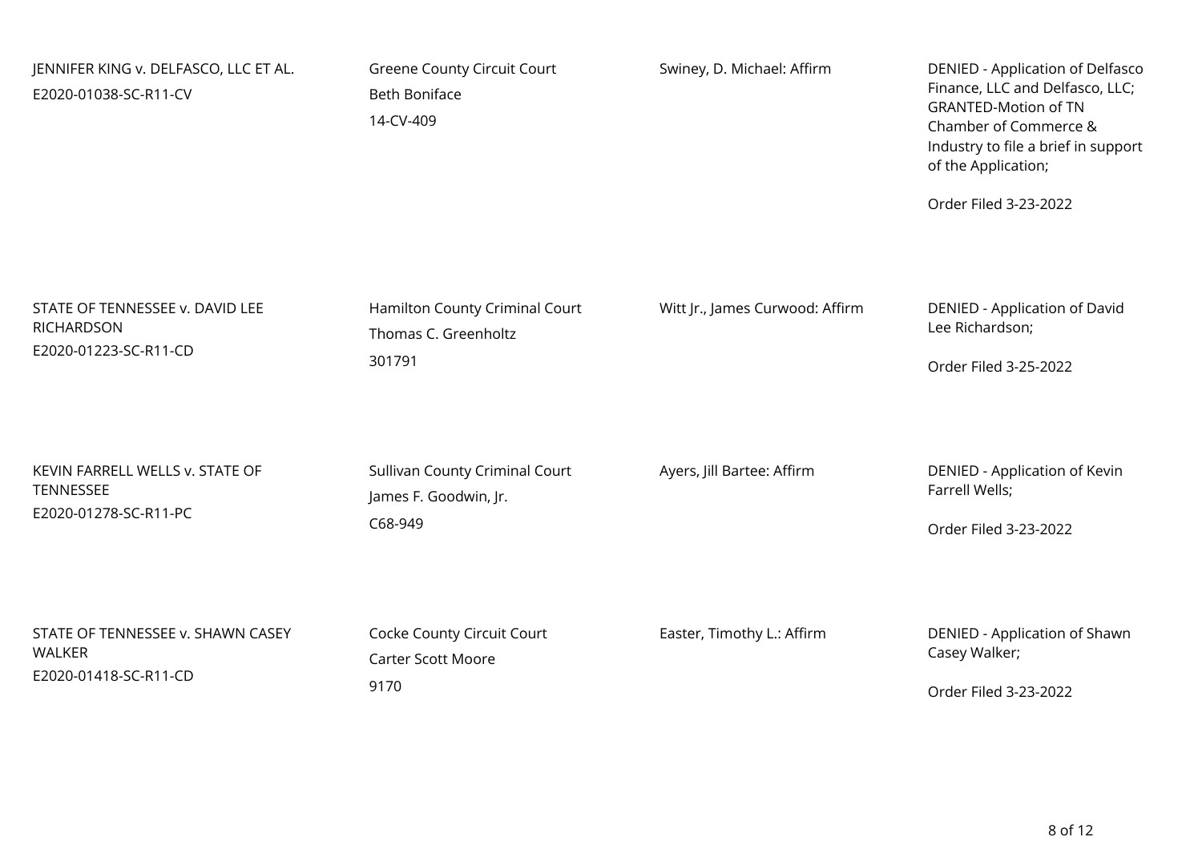| | | | |
|---|---|---|---|
| JENNIFER KING v. DELFASCO, LLC ET AL.<br>E2020-01038-SC-R11-CV | Greene County Circuit Court<br>Beth Boniface<br>14-CV-409 | Swiney, D. Michael: Affirm | DENIED - Application of Delfasco Finance, LLC and Delfasco, LLC; GRANTED-Motion of TN Chamber of Commerce & Industry to file a brief in support of the Application;<br><br>Order Filed 3-23-2022 |
| STATE OF TENNESSEE v. DAVID LEE RICHARDSON<br>E2020-01223-SC-R11-CD | Hamilton County Criminal Court<br>Thomas C. Greenholtz<br>301791 | Witt Jr., James Curwood: Affirm | DENIED - Application of David Lee Richardson;<br><br>Order Filed 3-25-2022 |
| KEVIN FARRELL WELLS v. STATE OF TENNESSEE<br>E2020-01278-SC-R11-PC | Sullivan County Criminal Court<br>James F. Goodwin, Jr.<br>C68-949 | Ayers, Jill Bartee: Affirm | DENIED - Application of Kevin Farrell Wells;<br><br>Order Filed 3-23-2022 |
| STATE OF TENNESSEE v. SHAWN CASEY WALKER<br>E2020-01418-SC-R11-CD | Cocke County Circuit Court<br>Carter Scott Moore<br>9170 | Easter, Timothy L.: Affirm | DENIED - Application of Shawn Casey Walker;<br><br>Order Filed 3-23-2022 |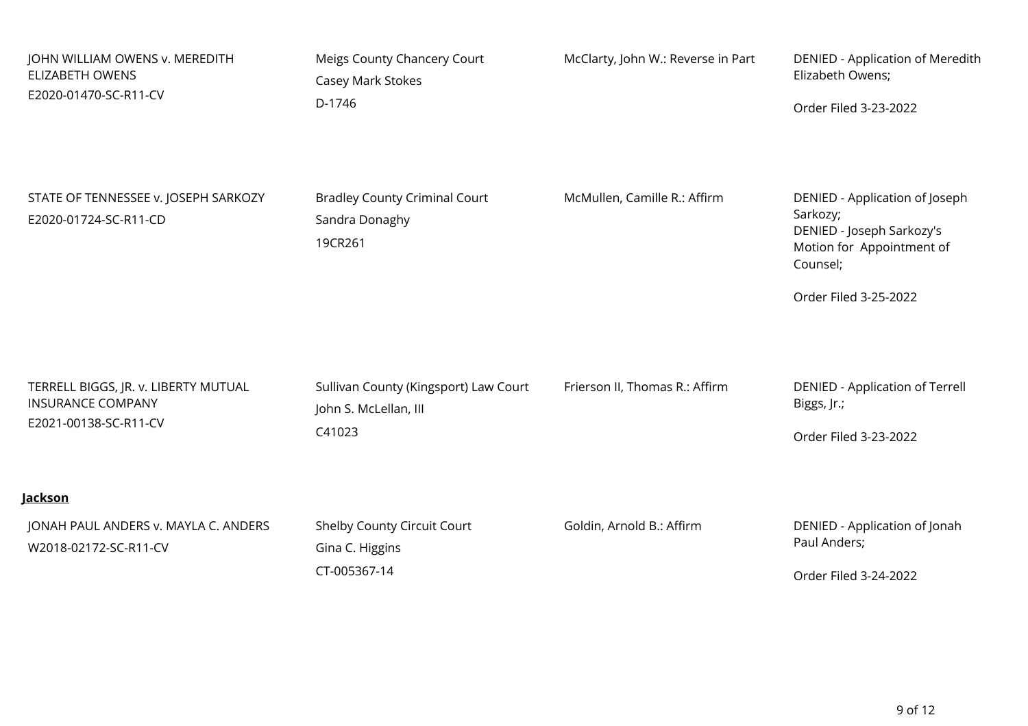| | | | |
|---|---|---|---|
| JOHN WILLIAM OWENS v. MEREDITH ELIZABETH OWENS<br>E2020-01470-SC-R11-CV | Meigs County Chancery Court<br>Casey Mark Stokes<br>D-1746 | McClarty, John W.: Reverse in Part | DENIED - Application of Meredith Elizabeth Owens;<br><br>Order Filed 3-23-2022 |
| STATE OF TENNESSEE v. JOSEPH SARKOZY<br>E2020-01724-SC-R11-CD | Bradley County Criminal Court<br>Sandra Donaghy<br>19CR261 | McMullen, Camille R.: Affirm | DENIED - Application of Joseph Sarkozy;<br>DENIED - Joseph Sarkozy's Motion for Appointment of Counsel;<br><br>Order Filed 3-25-2022 |
| TERRELL BIGGS, JR. v. LIBERTY MUTUAL INSURANCE COMPANY<br>E2021-00138-SC-R11-CV | Sullivan County (Kingsport) Law Court<br>John S. McLellan, III<br>C41023 | Frierson II, Thomas R.: Affirm | DENIED - Application of Terrell Biggs, Jr.;<br><br>Order Filed 3-23-2022 |

**Jackson**

| | | | |
|---|---|---|---|
| JONAH PAUL ANDERS v. MAYLA C. ANDERS<br>W2018-02172-SC-R11-CV | Shelby County Circuit Court<br>Gina C. Higgins<br>CT-005367-14 | Goldin, Arnold B.: Affirm | DENIED - Application of Jonah Paul Anders;<br><br>Order Filed 3-24-2022 |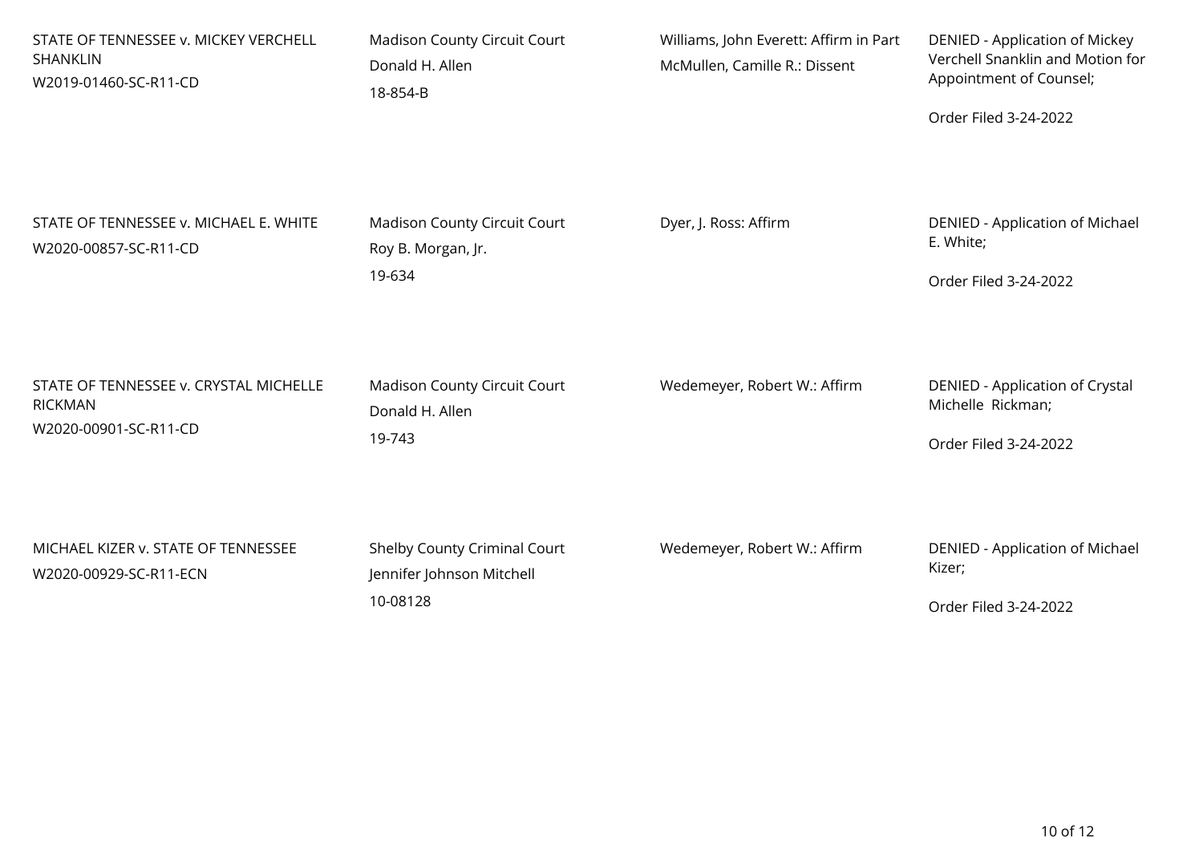| | | | |
|---|---|---|---|
| STATE OF TENNESSEE v. MICKEY VERCHELL SHANKLIN<br>W2019-01460-SC-R11-CD | Madison County Circuit Court<br>Donald H. Allen<br>18-854-B | Williams, John Everett: Affirm in Part<br>McMullen, Camille R.: Dissent | DENIED - Application of Mickey Verchell Snanklin and Motion for Appointment of Counsel;<br><br>Order Filed 3-24-2022 |
| STATE OF TENNESSEE v. MICHAEL E. WHITE<br>W2020-00857-SC-R11-CD | Madison County Circuit Court<br>Roy B. Morgan, Jr.<br>19-634 | Dyer, J. Ross: Affirm | DENIED - Application of Michael E. White;<br><br>Order Filed 3-24-2022 |
| STATE OF TENNESSEE v. CRYSTAL MICHELLE RICKMAN<br>W2020-00901-SC-R11-CD | Madison County Circuit Court<br>Donald H. Allen<br>19-743 | Wedemeyer, Robert W.: Affirm | DENIED - Application of Crystal Michelle Rickman;<br><br>Order Filed 3-24-2022 |
| MICHAEL KIZER v. STATE OF TENNESSEE<br>W2020-00929-SC-R11-ECN | Shelby County Criminal Court<br>Jennifer Johnson Mitchell<br>10-08128 | Wedemeyer, Robert W.: Affirm | DENIED - Application of Michael Kizer;<br><br>Order Filed 3-24-2022 |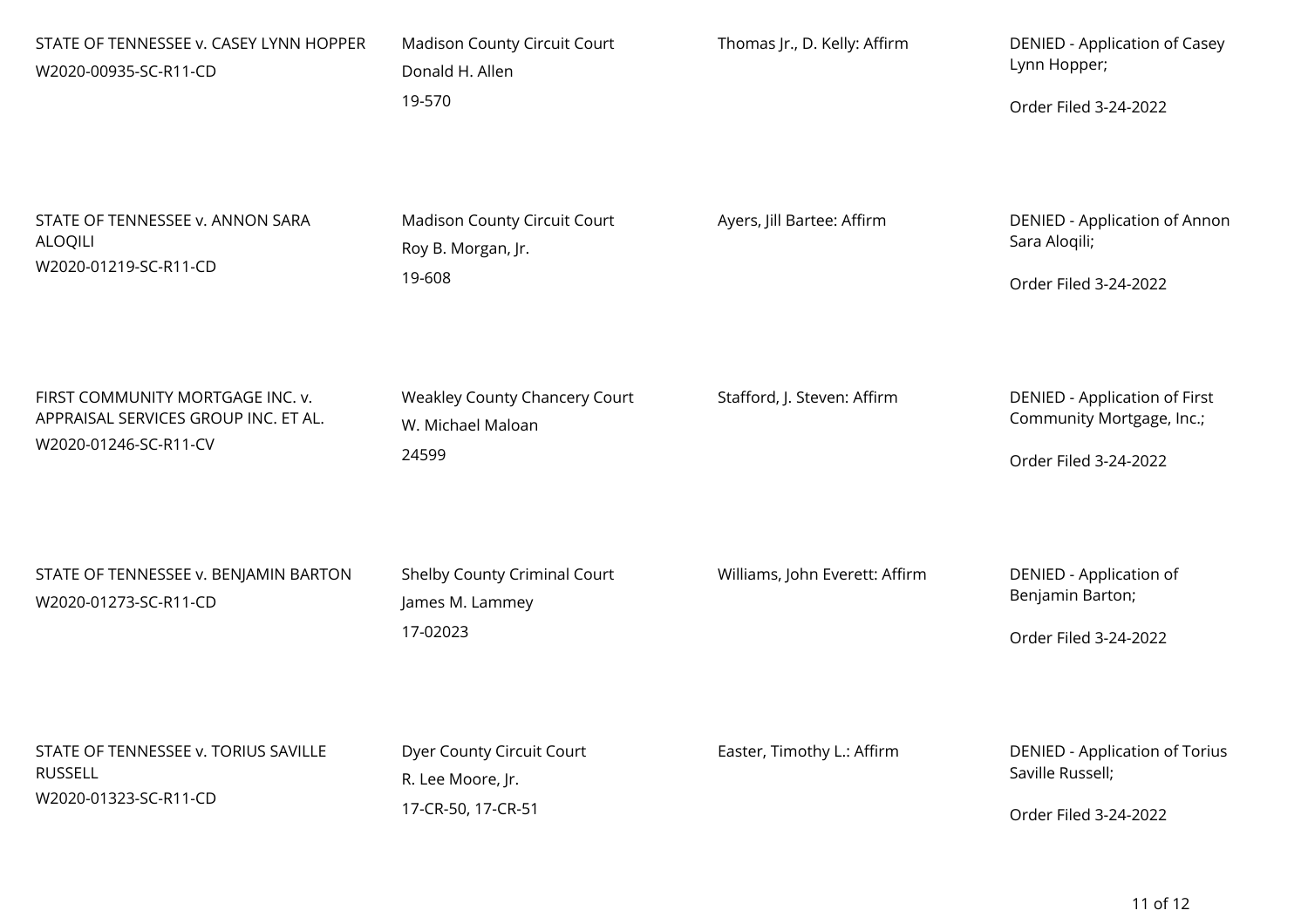| | | | |
|---|---|---|---|
| STATE OF TENNESSEE v. CASEY LYNN HOPPER<br>W2020-00935-SC-R11-CD | Madison County Circuit Court<br>Donald H. Allen<br>19-570 | Thomas Jr., D. Kelly: Affirm | DENIED - Application of Casey Lynn Hopper;<br><br>Order Filed 3-24-2022 |
| STATE OF TENNESSEE v. ANNON SARA ALOQILI<br>W2020-01219-SC-R11-CD | Madison County Circuit Court<br>Roy B. Morgan, Jr.<br>19-608 | Ayers, Jill Bartee: Affirm | DENIED - Application of Annon Sara Aloqili;<br><br>Order Filed 3-24-2022 |
| FIRST COMMUNITY MORTGAGE INC. v. APPRAISAL SERVICES GROUP INC. ET AL.<br>W2020-01246-SC-R11-CV | Weakley County Chancery Court<br>W. Michael Maloan<br>24599 | Stafford, J. Steven: Affirm | DENIED - Application of First Community Mortgage, Inc.;<br><br>Order Filed 3-24-2022 |
| STATE OF TENNESSEE v. BENJAMIN BARTON<br>W2020-01273-SC-R11-CD | Shelby County Criminal Court<br>James M. Lammey<br>17-02023 | Williams, John Everett: Affirm | DENIED - Application of Benjamin Barton;<br><br>Order Filed 3-24-2022 |
| STATE OF TENNESSEE v. TORIUS SAVILLE RUSSELL<br>W2020-01323-SC-R11-CD | Dyer County Circuit Court<br>R. Lee Moore, Jr.<br>17-CR-50, 17-CR-51 | Easter, Timothy L.: Affirm | DENIED - Application of Torius Saville Russell;<br><br>Order Filed 3-24-2022 |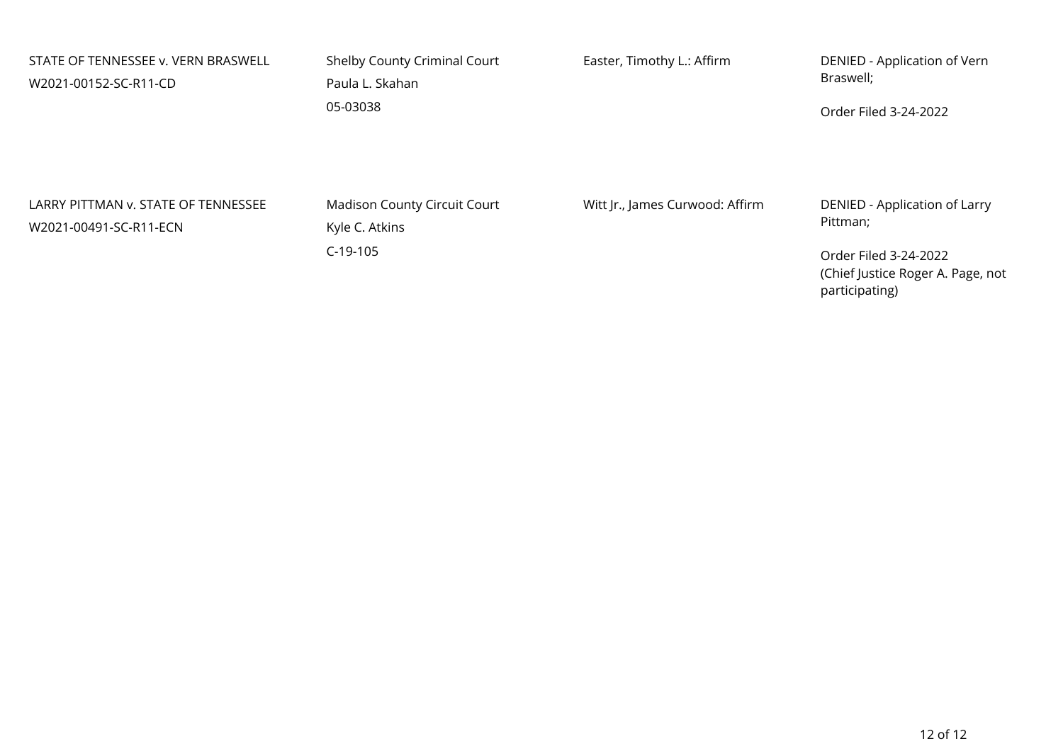| | | | |
|---|---|---|---|
| STATE OF TENNESSEE v. VERN BRASWELL<br>W2021-00152-SC-R11-CD | Shelby County Criminal Court<br>Paula L. Skahan<br>05-03038 | Easter, Timothy L.: Affirm | DENIED - Application of Vern Braswell;<br><br>Order Filed 3-24-2022 |
| LARRY PITTMAN v. STATE OF TENNESSEE<br>W2021-00491-SC-R11-ECN | Madison County Circuit Court<br>Kyle C. Atkins<br>C-19-105 | Witt Jr., James Curwood: Affirm | DENIED - Application of Larry Pittman;<br><br>Order Filed 3-24-2022<br>(Chief Justice Roger A. Page, not participating) |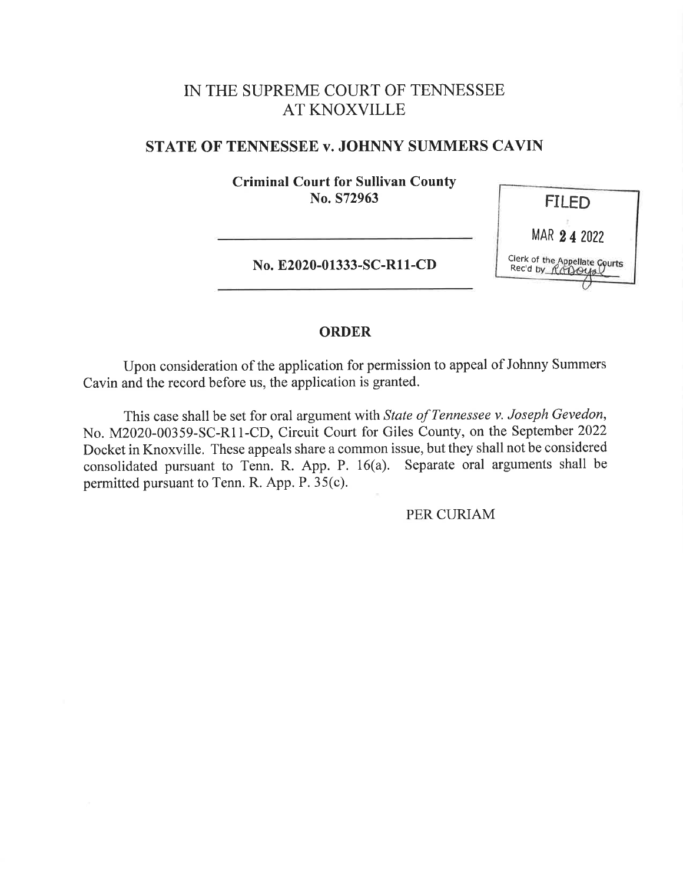# IN THE SUPREME COURT OF TENNESSEE AT KNOXVILLE

## STATE OF TENNESSEE v. JOHNNY SUMMERS CAVIN

**Criminal Court for Sullivan County**
**No. S72963**

FILED

MAR 24 2022

Clerk of the Appellate Courts
Rec'd by ________

---

**No. E2020-01333-SC-R11-CD**

---

## ORDER

Upon consideration of the application for permission to appeal of Johnny Summers Cavin and the record before us, the application is granted.

This case shall be set for oral argument with *State of Tennessee v. Joseph Gevedon*, No. M2020-00359-SC-R11-CD, Circuit Court for Giles County, on the September 2022 Docket in Knoxville. These appeals share a common issue, but they shall not be considered consolidated pursuant to Tenn. R. App. P. 16(a). Separate oral arguments shall be permitted pursuant to Tenn. R. App. P. 35(c).

PER CURIAM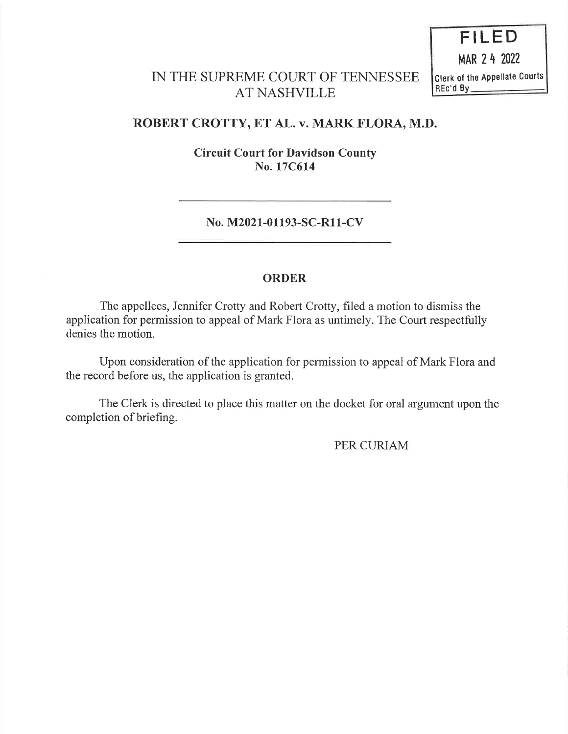FILED

MAR 24 2022

Clerk of the Appellate Courts
REc'd By

# IN THE SUPREME COURT OF TENNESSEE AT NASHVILLE

## ROBERT CROTTY, ET AL. v. MARK FLORA, M.D.

**Circuit Court for Davidson County**
**No. 17C614**

---

**No. M2021-01193-SC-R11-CV**

---

## ORDER

The appellees, Jennifer Crotty and Robert Crotty, filed a motion to dismiss the application for permission to appeal of Mark Flora as untimely. The Court respectfully denies the motion.

Upon consideration of the application for permission to appeal of Mark Flora and the record before us, the application is granted.

The Clerk is directed to place this matter on the docket for oral argument upon the completion of briefing.

PER CURIAM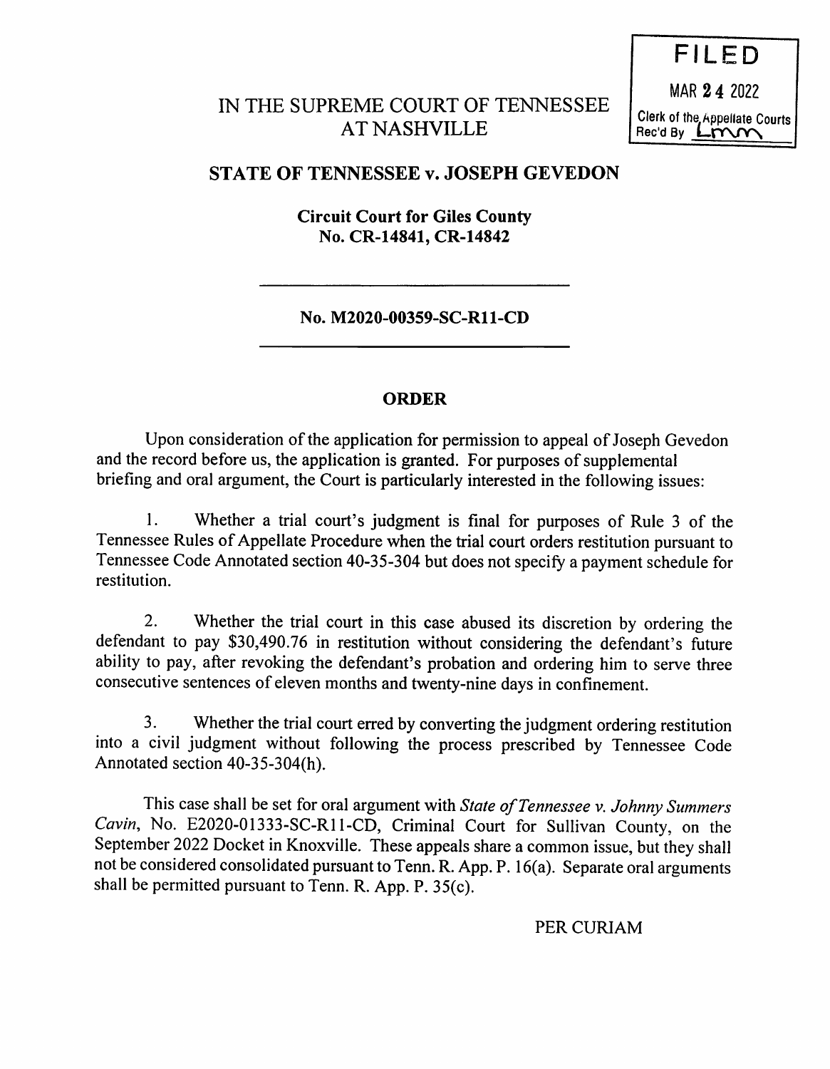FILED

MAR 24 2022

Clerk of the Appellate Courts
Rec'd By Lmm

# IN THE SUPREME COURT OF TENNESSEE AT NASHVILLE

## STATE OF TENNESSEE v. JOSEPH GEVEDON

**Circuit Court for Giles County**
**No. CR-14841, CR-14842**

---

**No. M2020-00359-SC-R11-CD**

---

## ORDER

Upon consideration of the application for permission to appeal of Joseph Gevedon and the record before us, the application is granted. For purposes of supplemental briefing and oral argument, the Court is particularly interested in the following issues:

1. Whether a trial court's judgment is final for purposes of Rule 3 of the Tennessee Rules of Appellate Procedure when the trial court orders restitution pursuant to Tennessee Code Annotated section 40-35-304 but does not specify a payment schedule for restitution.

2. Whether the trial court in this case abused its discretion by ordering the defendant to pay $30,490.76 in restitution without considering the defendant's future ability to pay, after revoking the defendant's probation and ordering him to serve three consecutive sentences of eleven months and twenty-nine days in confinement.

3. Whether the trial court erred by converting the judgment ordering restitution into a civil judgment without following the process prescribed by Tennessee Code Annotated section 40-35-304(h).

This case shall be set for oral argument with *State of Tennessee v. Johnny Summers Cavin*, No. E2020-01333-SC-R11-CD, Criminal Court for Sullivan County, on the September 2022 Docket in Knoxville. These appeals share a common issue, but they shall not be considered consolidated pursuant to Tenn. R. App. P. 16(a). Separate oral arguments shall be permitted pursuant to Tenn. R. App. P. 35(c).

PER CURIAM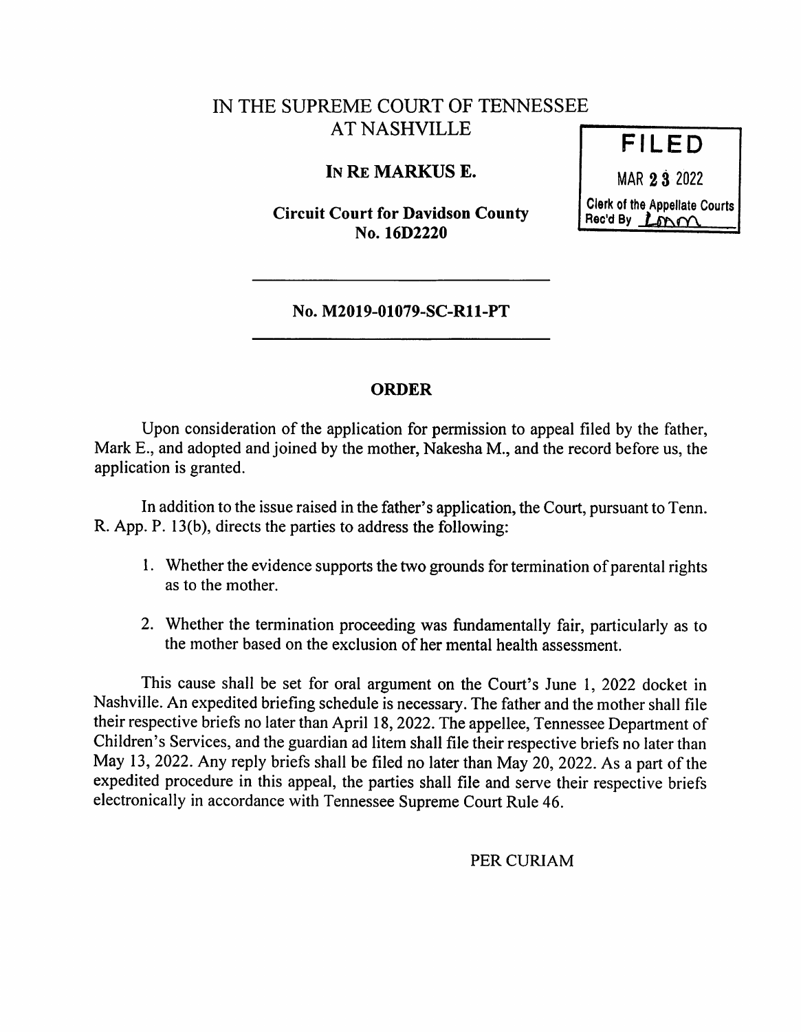IN THE SUPREME COURT OF TENNESSEE
AT NASHVILLE

**IN RE MARKUS E.**

**Circuit Court for Davidson County**
**No. 16D2220**

FILED
MAR 23 2022
Clerk of the Appellate Courts
Rec'd By

---

**No. M2019-01079-SC-R11-PT**

---

## ORDER

Upon consideration of the application for permission to appeal filed by the father, Mark E., and adopted and joined by the mother, Nakesha M., and the record before us, the application is granted.

In addition to the issue raised in the father's application, the Court, pursuant to Tenn. R. App. P. 13(b), directs the parties to address the following:

1. Whether the evidence supports the two grounds for termination of parental rights as to the mother.
2. Whether the termination proceeding was fundamentally fair, particularly as to the mother based on the exclusion of her mental health assessment.

This cause shall be set for oral argument on the Court's June 1, 2022 docket in Nashville. An expedited briefing schedule is necessary. The father and the mother shall file their respective briefs no later than April 18, 2022. The appellee, Tennessee Department of Children's Services, and the guardian ad litem shall file their respective briefs no later than May 13, 2022. Any reply briefs shall be filed no later than May 20, 2022. As a part of the expedited procedure in this appeal, the parties shall file and serve their respective briefs electronically in accordance with Tennessee Supreme Court Rule 46.

PER CURIAM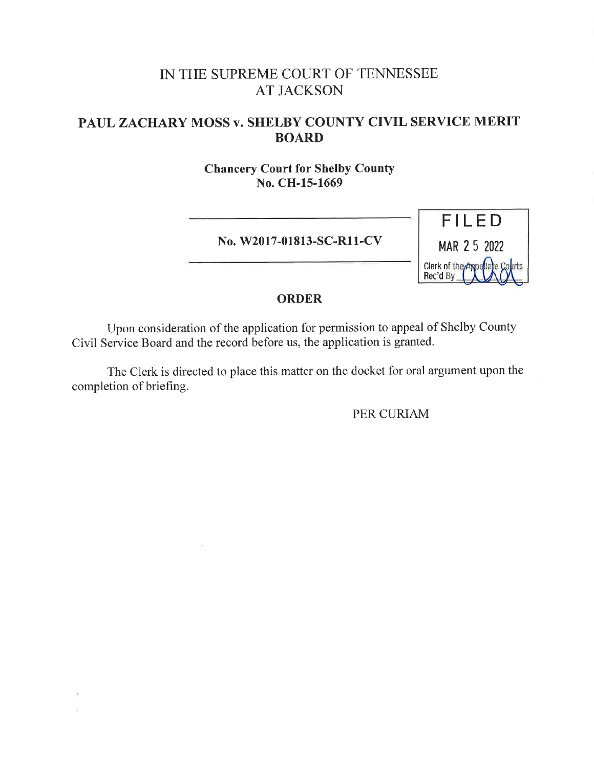# IN THE SUPREME COURT OF TENNESSEE
# AT JACKSON

## PAUL ZACHARY MOSS v. SHELBY COUNTY CIVIL SERVICE MERIT BOARD

**Chancery Court for Shelby County**
**No. CH-15-1669**

---

**No. W2017-01813-SC-R11-CV**

---

FILED
MAR 25 2022
Clerk of the Appellate Courts
Rec'd By

### ORDER

Upon consideration of the application for permission to appeal of Shelby County Civil Service Board and the record before us, the application is granted.

The Clerk is directed to place this matter on the docket for oral argument upon the completion of briefing.

PER CURIAM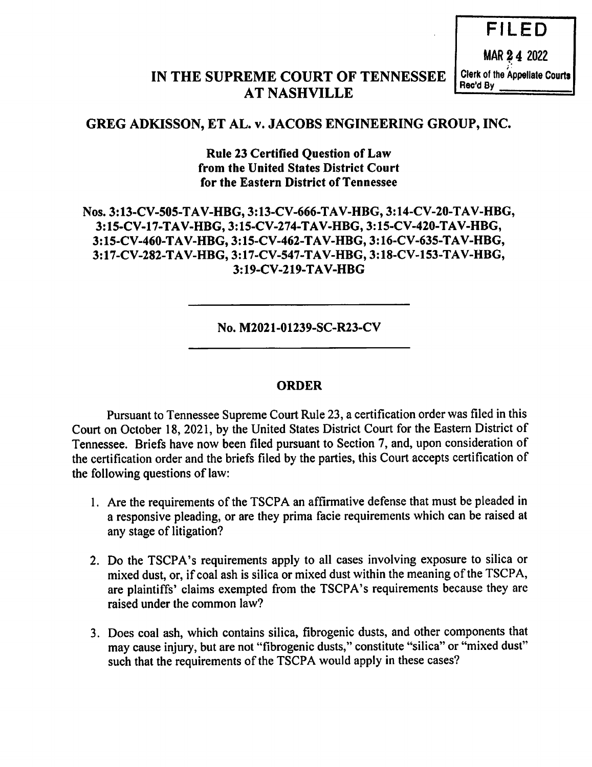FILED

MAR 24 2022

Clerk of the Appellate Courts
Rec'd By ________

# IN THE SUPREME COURT OF TENNESSEE AT NASHVILLE

## GREG ADKISSON, ET AL. v. JACOBS ENGINEERING GROUP, INC.

**Rule 23 Certified Question of Law from the United States District Court for the Eastern District of Tennessee**

**Nos. 3:13-CV-505-TAV-HBG, 3:13-CV-666-TAV-HBG, 3:14-CV-20-TAV-HBG, 3:15-CV-17-TAV-HBG, 3:15-CV-274-TAV-HBG, 3:15-CV-420-TAV-HBG, 3:15-CV-460-TAV-HBG, 3:15-CV-462-TAV-HBG, 3:16-CV-635-TAV-HBG, 3:17-CV-282-TAV-HBG, 3:17-CV-547-TAV-HBG, 3:18-CV-153-TAV-HBG, 3:19-CV-219-TAV-HBG**

---

**No. M2021-01239-SC-R23-CV**

---

## ORDER

Pursuant to Tennessee Supreme Court Rule 23, a certification order was filed in this Court on October 18, 2021, by the United States District Court for the Eastern District of Tennessee. Briefs have now been filed pursuant to Section 7, and, upon consideration of the certification order and the briefs filed by the parties, this Court accepts certification of the following questions of law:

1. Are the requirements of the TSCPA an affirmative defense that must be pleaded in a responsive pleading, or are they prima facie requirements which can be raised at any stage of litigation?

2. Do the TSCPA's requirements apply to all cases involving exposure to silica or mixed dust, or, if coal ash is silica or mixed dust within the meaning of the TSCPA, are plaintiffs' claims exempted from the TSCPA's requirements because they are raised under the common law?

3. Does coal ash, which contains silica, fibrogenic dusts, and other components that may cause injury, but are not "fibrogenic dusts," constitute "silica" or "mixed dust" such that the requirements of the TSCPA would apply in these cases?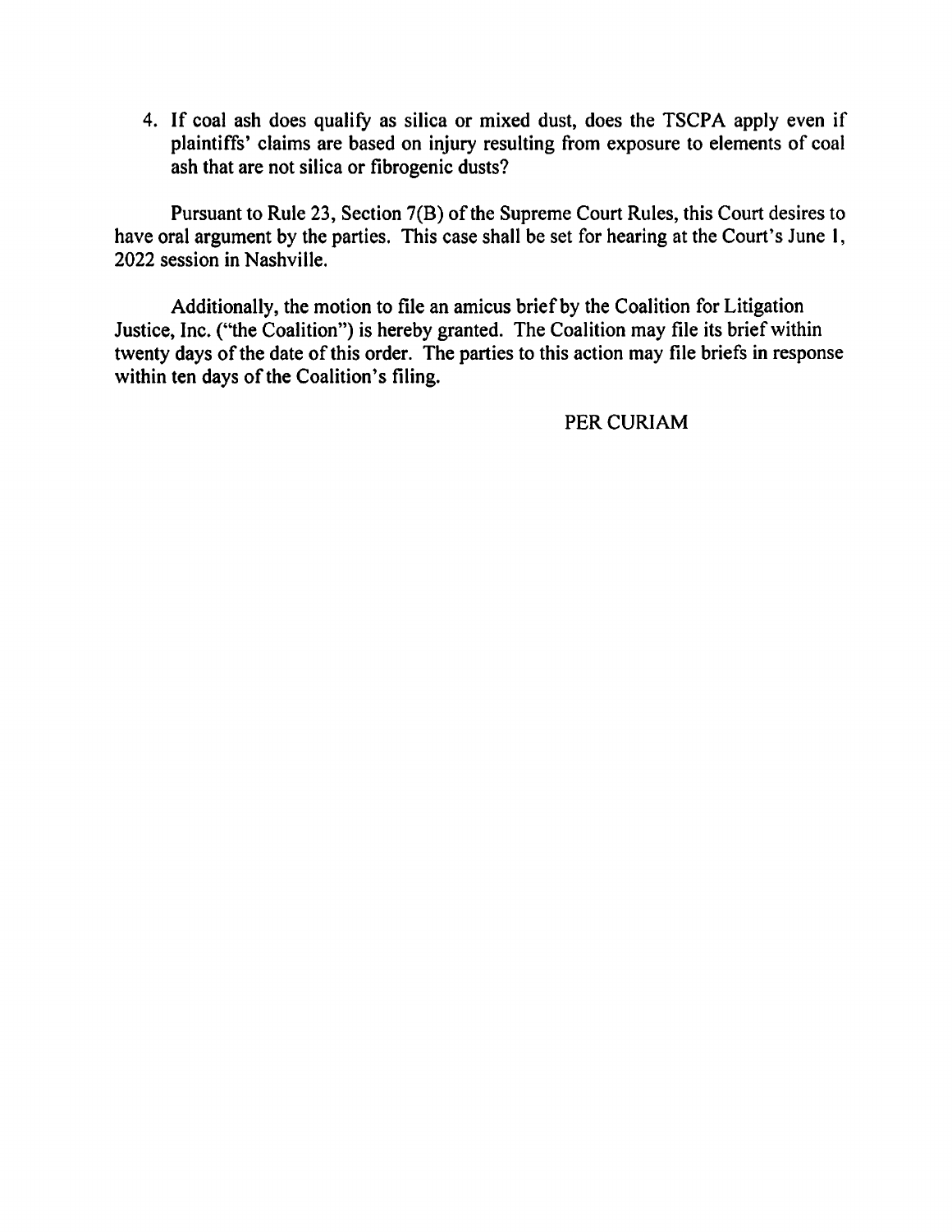4. If coal ash does qualify as silica or mixed dust, does the TSCPA apply even if plaintiffs' claims are based on injury resulting from exposure to elements of coal ash that are not silica or fibrogenic dusts?

Pursuant to Rule 23, Section 7(B) of the Supreme Court Rules, this Court desires to have oral argument by the parties. This case shall be set for hearing at the Court's June 1, 2022 session in Nashville.

Additionally, the motion to file an amicus brief by the Coalition for Litigation Justice, Inc. ("the Coalition") is hereby granted. The Coalition may file its brief within twenty days of the date of this order. The parties to this action may file briefs in response within ten days of the Coalition's filing.

PER CURIAM